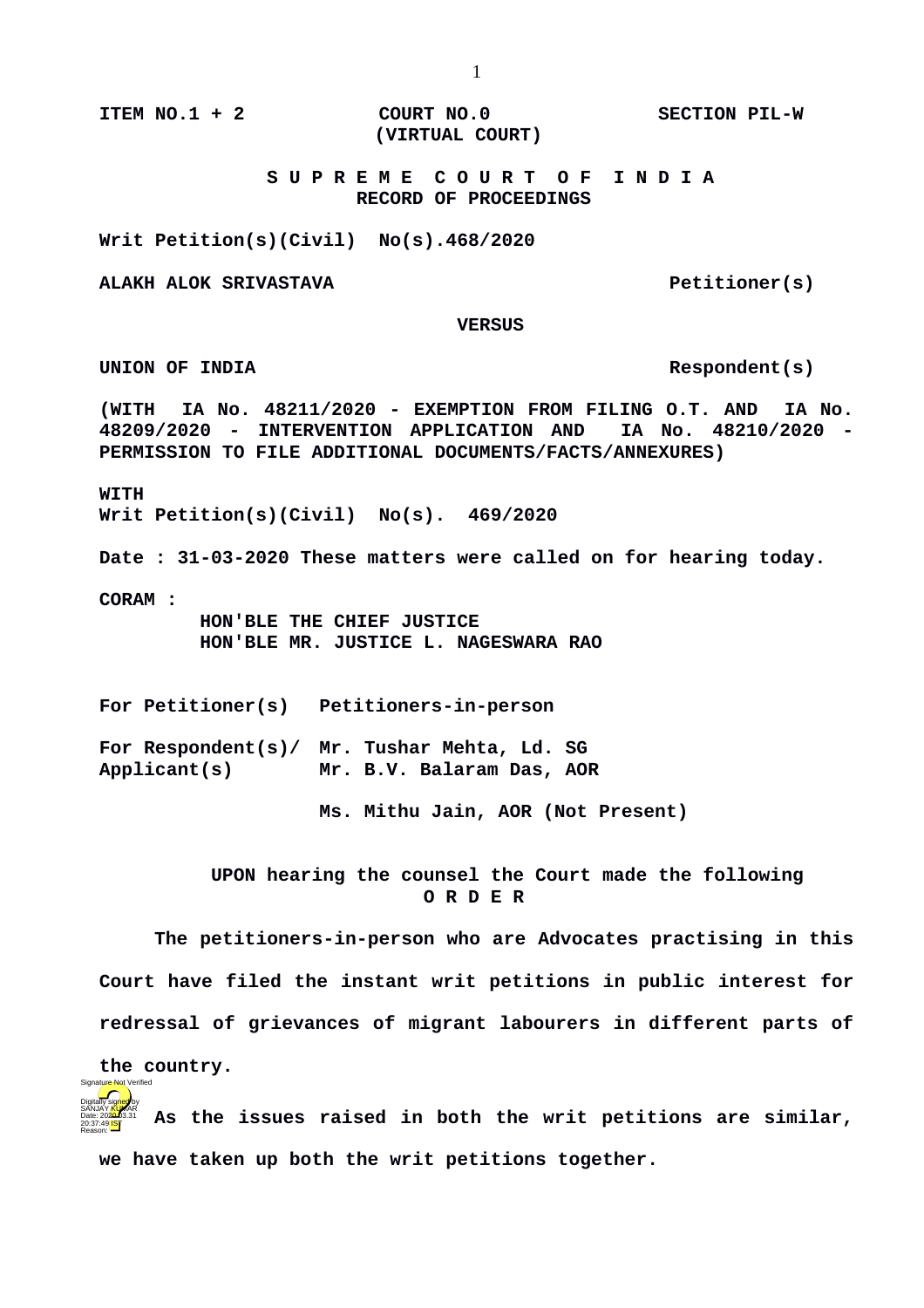**ITEM NO.1 + 2 COURT NO.0 SECTION PIL-W**
**(VIRTUAL COURT)**

**S U P R E M E C O U R T O F I N D I A**
**RECORD OF PROCEEDINGS**

**Writ Petition(s)(Civil) No(s).468/2020**

**ALAKH ALOK SRIVASTAVA Petitioner(s)**

**VERSUS**

**UNION OF INDIA Respondent(s)**

**(WITH IA No. 48211/2020 - EXEMPTION FROM FILING O.T. AND IA No. 48209/2020 - INTERVENTION APPLICATION AND IA No. 48210/2020 - PERMISSION TO FILE ADDITIONAL DOCUMENTS/FACTS/ANNEXURES)**

**WITH**
**Writ Petition(s)(Civil) No(s). 469/2020**

**Date : 31-03-2020 These matters were called on for hearing today.**

**CORAM :**
**HON'BLE THE CHIEF JUSTICE**
**HON'BLE MR. JUSTICE L. NAGESWARA RAO**

**For Petitioner(s) Petitioners-in-person**

**For Respondent(s)/ Mr. Tushar Mehta, Ld. SG**
**Applicant(s) Mr. B.V. Balaram Das, AOR**

**Ms. Mithu Jain, AOR (Not Present)**

**UPON hearing the counsel the Court made the following**
**O R D E R**

**The petitioners-in-person who are Advocates practising in this Court have filed the instant writ petitions in public interest for redressal of grievances of migrant labourers in different parts of the country.**

**As the issues raised in both the writ petitions are similar, we have taken up both the writ petitions together.**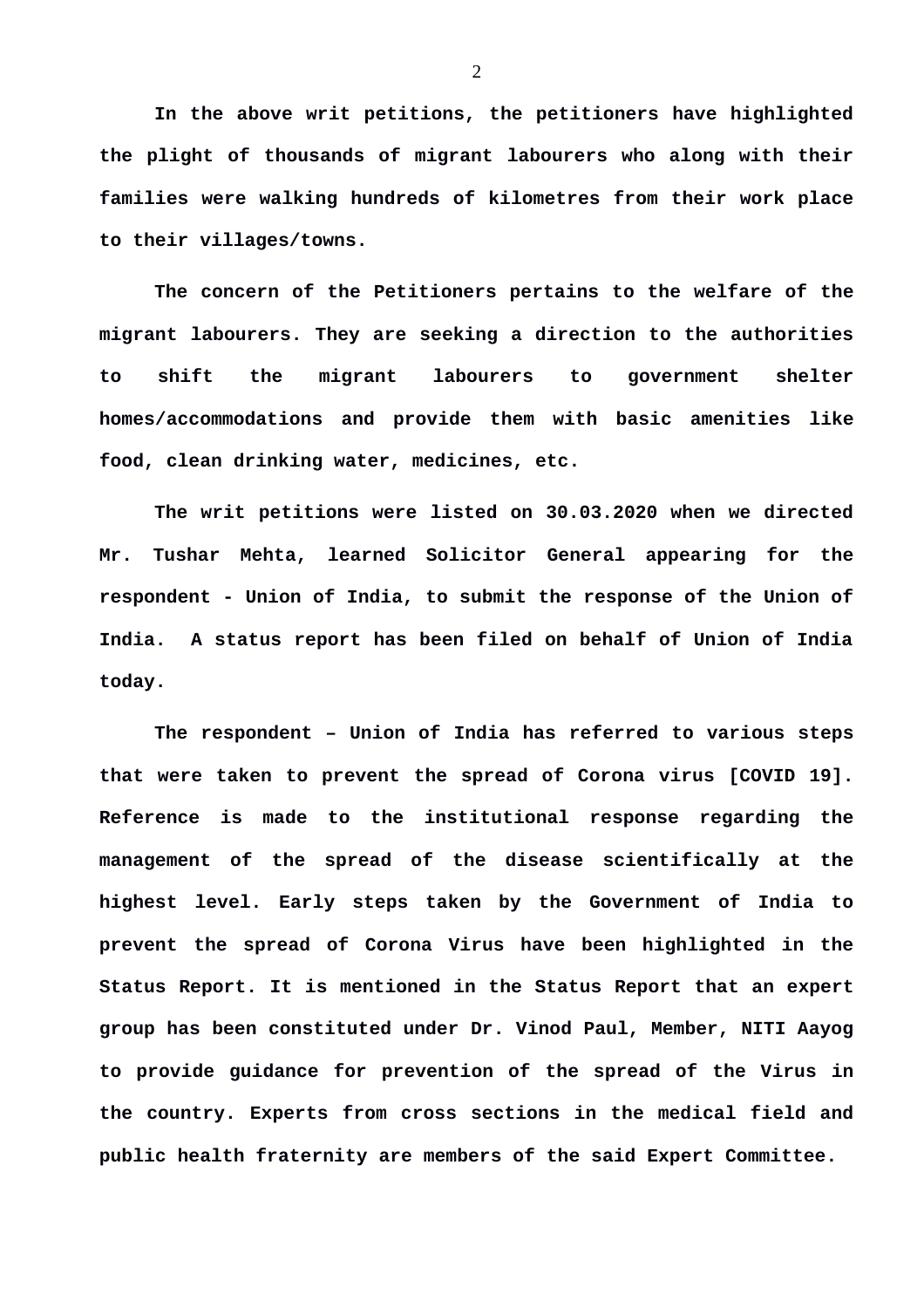**In the above writ petitions, the petitioners have highlighted the plight of thousands of migrant labourers who along with their families were walking hundreds of kilometres from their work place to their villages/towns.**

**The concern of the Petitioners pertains to the welfare of the migrant labourers. They are seeking a direction to the authorities to shift the migrant labourers to government shelter homes/accommodations and provide them with basic amenities like food, clean drinking water, medicines, etc.**

**The writ petitions were listed on 30.03.2020 when we directed Mr. Tushar Mehta, learned Solicitor General appearing for the respondent - Union of India, to submit the response of the Union of India. A status report has been filed on behalf of Union of India today.**

**The respondent – Union of India has referred to various steps that were taken to prevent the spread of Corona virus [COVID 19]. Reference is made to the institutional response regarding the management of the spread of the disease scientifically at the highest level. Early steps taken by the Government of India to prevent the spread of Corona Virus have been highlighted in the Status Report. It is mentioned in the Status Report that an expert group has been constituted under Dr. Vinod Paul, Member, NITI Aayog to provide guidance for prevention of the spread of the Virus in the country. Experts from cross sections in the medical field and public health fraternity are members of the said Expert Committee.**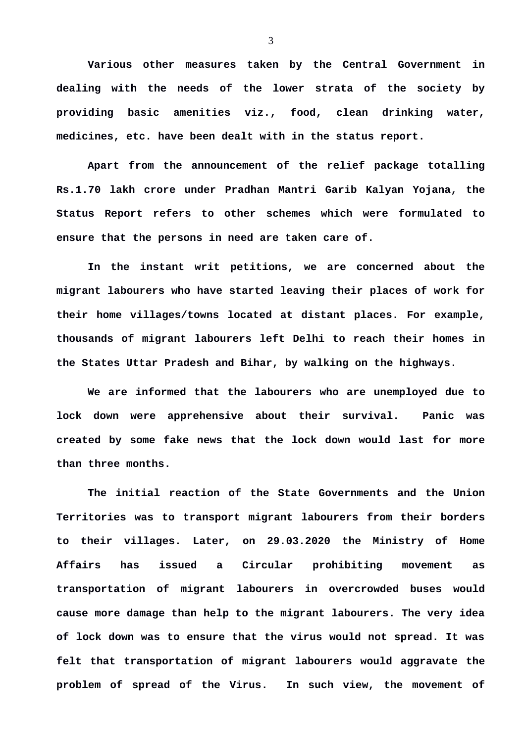**Various other measures taken by the Central Government in dealing with the needs of the lower strata of the society by providing basic amenities viz., food, clean drinking water, medicines, etc. have been dealt with in the status report.**

**Apart from the announcement of the relief package totalling Rs.1.70 lakh crore under Pradhan Mantri Garib Kalyan Yojana, the Status Report refers to other schemes which were formulated to ensure that the persons in need are taken care of.**

**In the instant writ petitions, we are concerned about the migrant labourers who have started leaving their places of work for their home villages/towns located at distant places. For example, thousands of migrant labourers left Delhi to reach their homes in the States Uttar Pradesh and Bihar, by walking on the highways.**

**We are informed that the labourers who are unemployed due to lock down were apprehensive about their survival. Panic was created by some fake news that the lock down would last for more than three months.**

**The initial reaction of the State Governments and the Union Territories was to transport migrant labourers from their borders to their villages. Later, on 29.03.2020 the Ministry of Home Affairs has issued a Circular prohibiting movement as transportation of migrant labourers in overcrowded buses would cause more damage than help to the migrant labourers. The very idea of lock down was to ensure that the virus would not spread. It was felt that transportation of migrant labourers would aggravate the problem of spread of the Virus. In such view, the movement of**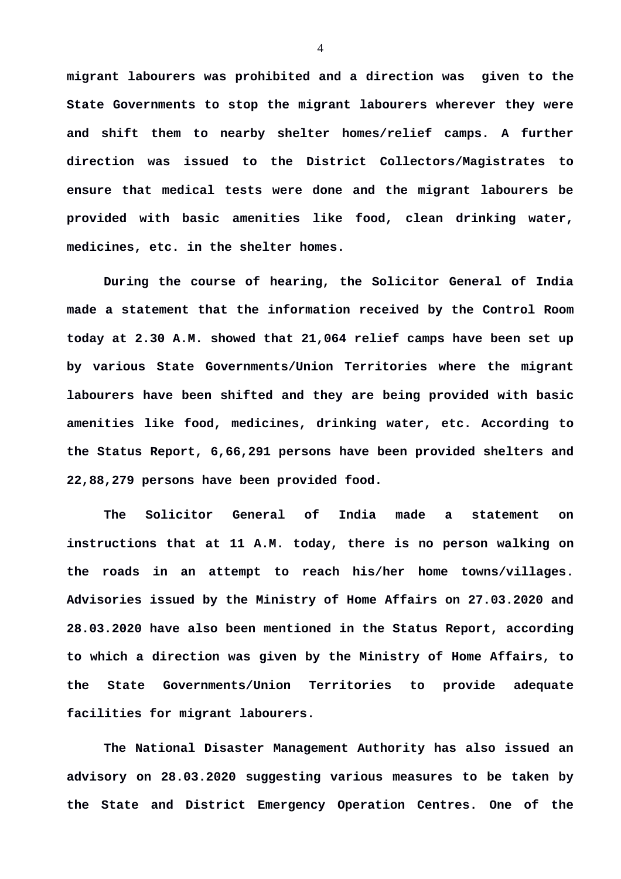**migrant labourers was prohibited and a direction was given to the State Governments to stop the migrant labourers wherever they were and shift them to nearby shelter homes/relief camps. A further direction was issued to the District Collectors/Magistrates to ensure that medical tests were done and the migrant labourers be provided with basic amenities like food, clean drinking water, medicines, etc. in the shelter homes.**

**During the course of hearing, the Solicitor General of India made a statement that the information received by the Control Room today at 2.30 A.M. showed that 21,064 relief camps have been set up by various State Governments/Union Territories where the migrant labourers have been shifted and they are being provided with basic amenities like food, medicines, drinking water, etc. According to the Status Report, 6,66,291 persons have been provided shelters and 22,88,279 persons have been provided food.**

**The Solicitor General of India made a statement on instructions that at 11 A.M. today, there is no person walking on the roads in an attempt to reach his/her home towns/villages. Advisories issued by the Ministry of Home Affairs on 27.03.2020 and 28.03.2020 have also been mentioned in the Status Report, according to which a direction was given by the Ministry of Home Affairs, to the State Governments/Union Territories to provide adequate facilities for migrant labourers.**

**The National Disaster Management Authority has also issued an advisory on 28.03.2020 suggesting various measures to be taken by the State and District Emergency Operation Centres. One of the**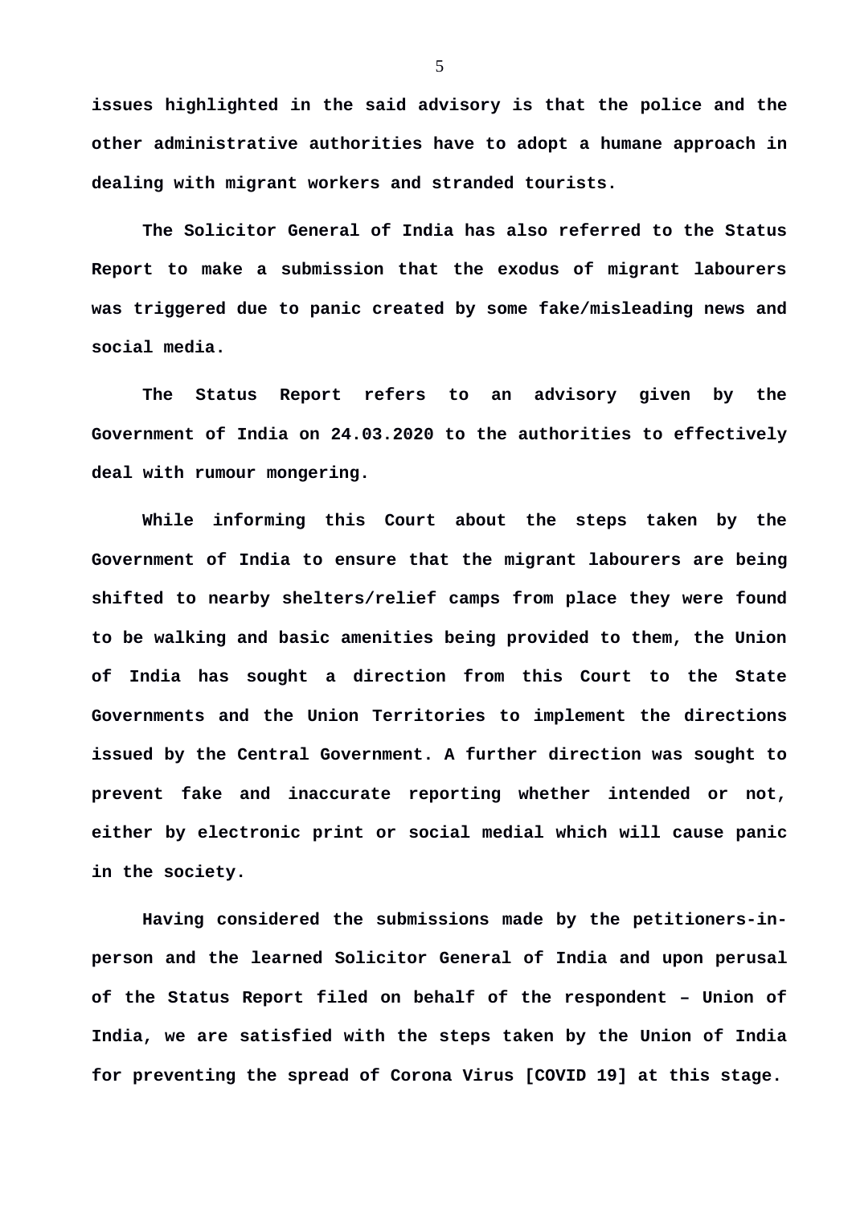**issues highlighted in the said advisory is that the police and the other administrative authorities have to adopt a humane approach in dealing with migrant workers and stranded tourists.**

**The Solicitor General of India has also referred to the Status Report to make a submission that the exodus of migrant labourers was triggered due to panic created by some fake/misleading news and social media.**

**The Status Report refers to an advisory given by the Government of India on 24.03.2020 to the authorities to effectively deal with rumour mongering.**

**While informing this Court about the steps taken by the Government of India to ensure that the migrant labourers are being shifted to nearby shelters/relief camps from place they were found to be walking and basic amenities being provided to them, the Union of India has sought a direction from this Court to the State Governments and the Union Territories to implement the directions issued by the Central Government. A further direction was sought to prevent fake and inaccurate reporting whether intended or not, either by electronic print or social medial which will cause panic in the society.**

**Having considered the submissions made by the petitioners-in-person and the learned Solicitor General of India and upon perusal of the Status Report filed on behalf of the respondent – Union of India, we are satisfied with the steps taken by the Union of India for preventing the spread of Corona Virus [COVID 19] at this stage.**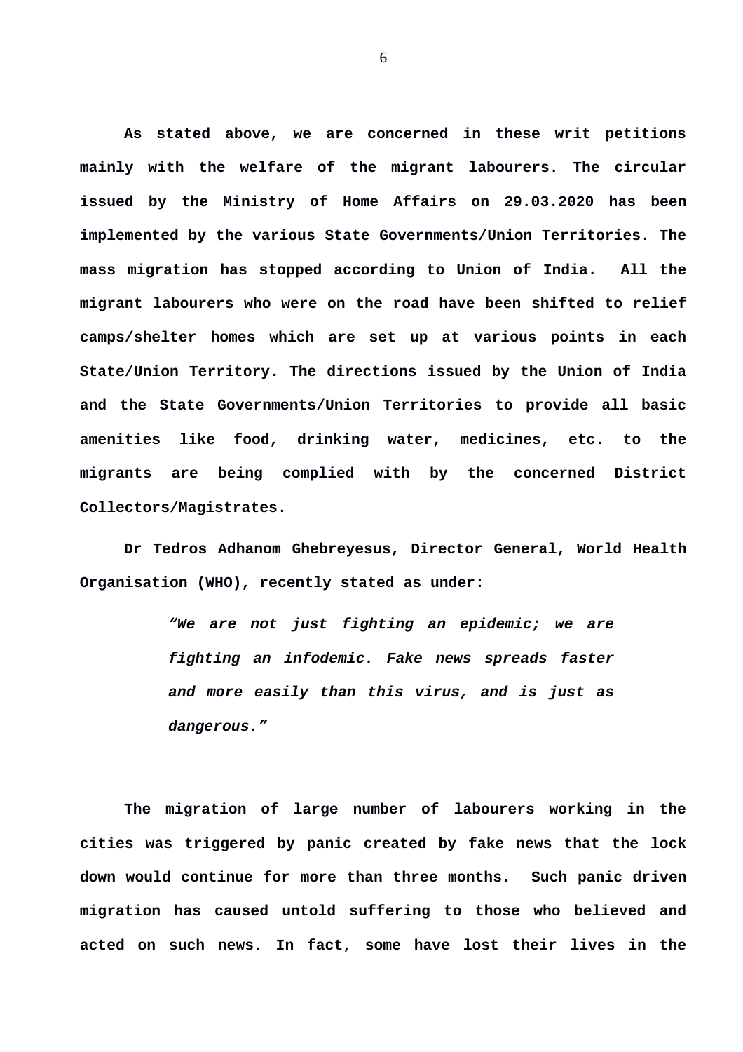**As stated above, we are concerned in these writ petitions mainly with the welfare of the migrant labourers. The circular issued by the Ministry of Home Affairs on 29.03.2020 has been implemented by the various State Governments/Union Territories. The mass migration has stopped according to Union of India. All the migrant labourers who were on the road have been shifted to relief camps/shelter homes which are set up at various points in each State/Union Territory. The directions issued by the Union of India and the State Governments/Union Territories to provide all basic amenities like food, drinking water, medicines, etc. to the migrants are being complied with by the concerned District Collectors/Magistrates.**

**Dr Tedros Adhanom Ghebreyesus, Director General, World Health Organisation (WHO), recently stated as under:**

> ***"We are not just fighting an epidemic; we are fighting an infodemic. Fake news spreads faster and more easily than this virus, and is just as dangerous."***

**The migration of large number of labourers working in the cities was triggered by panic created by fake news that the lock down would continue for more than three months. Such panic driven migration has caused untold suffering to those who believed and acted on such news. In fact, some have lost their lives in the**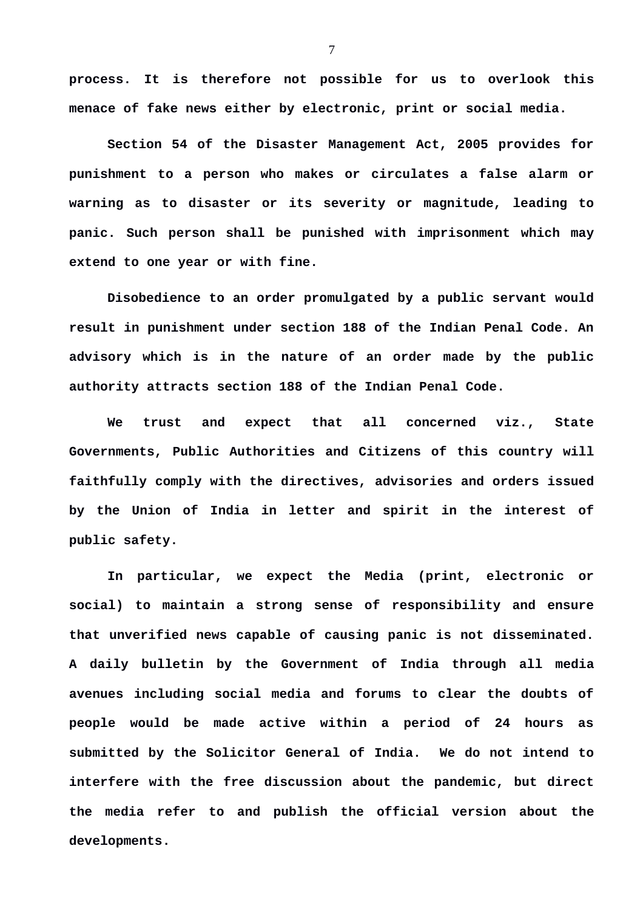process. It is therefore not possible for us to overlook this menace of fake news either by electronic, print or social media.

Section 54 of the Disaster Management Act, 2005 provides for punishment to a person who makes or circulates a false alarm or warning as to disaster or its severity or magnitude, leading to panic. Such person shall be punished with imprisonment which may extend to one year or with fine.

Disobedience to an order promulgated by a public servant would result in punishment under section 188 of the Indian Penal Code. An advisory which is in the nature of an order made by the public authority attracts section 188 of the Indian Penal Code.

We trust and expect that all concerned viz., State Governments, Public Authorities and Citizens of this country will faithfully comply with the directives, advisories and orders issued by the Union of India in letter and spirit in the interest of public safety.

In particular, we expect the Media (print, electronic or social) to maintain a strong sense of responsibility and ensure that unverified news capable of causing panic is not disseminated. A daily bulletin by the Government of India through all media avenues including social media and forums to clear the doubts of people would be made active within a period of 24 hours as submitted by the Solicitor General of India. We do not intend to interfere with the free discussion about the pandemic, but direct the media refer to and publish the official version about the developments.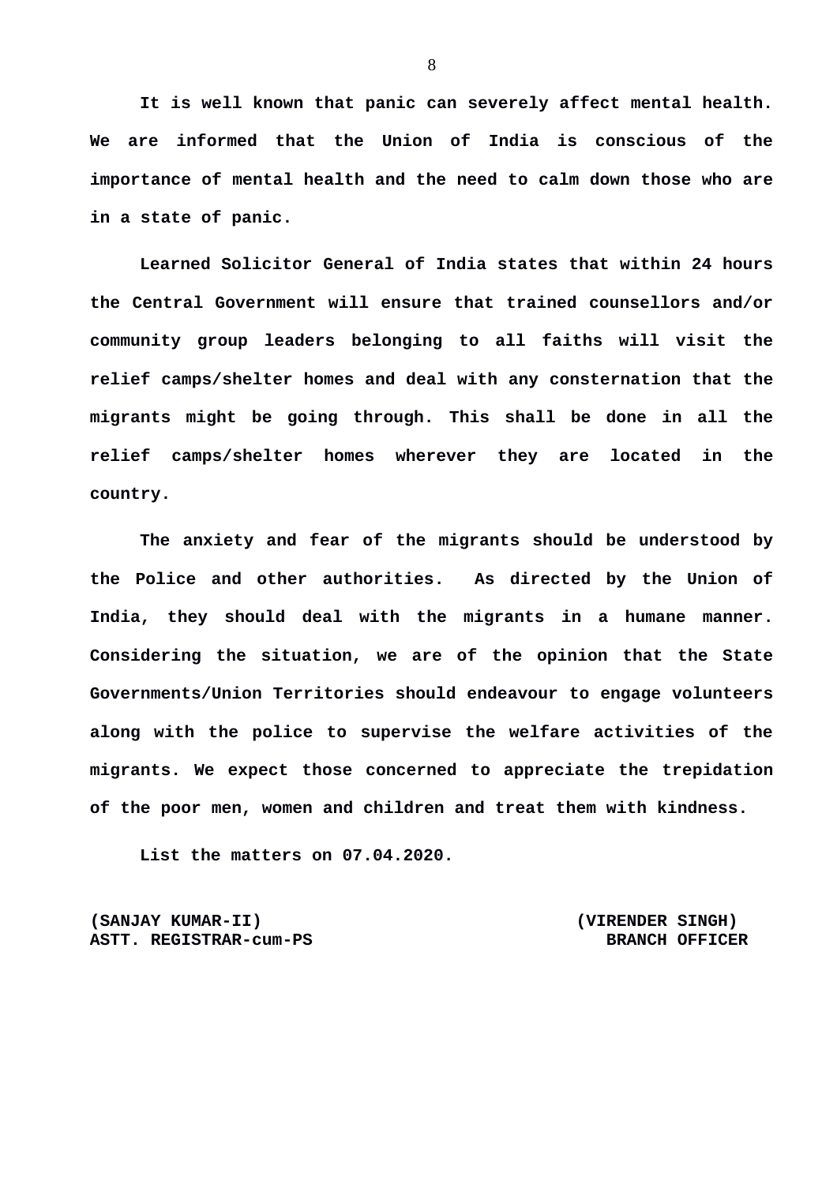**It is well known that panic can severely affect mental health. We are informed that the Union of India is conscious of the importance of mental health and the need to calm down those who are in a state of panic.**

**Learned Solicitor General of India states that within 24 hours the Central Government will ensure that trained counsellors and/or community group leaders belonging to all faiths will visit the relief camps/shelter homes and deal with any consternation that the migrants might be going through. This shall be done in all the relief camps/shelter homes wherever they are located in the country.**

**The anxiety and fear of the migrants should be understood by the Police and other authorities. As directed by the Union of India, they should deal with the migrants in a humane manner. Considering the situation, we are of the opinion that the State Governments/Union Territories should endeavour to engage volunteers along with the police to supervise the welfare activities of the migrants. We expect those concerned to appreciate the trepidation of the poor men, women and children and treat them with kindness.**

**List the matters on 07.04.2020.**

| | |
|---|---|
| **(SANJAY KUMAR-II)** | **(VIRENDER SINGH)** |
| **ASTT. REGISTRAR-cum-PS** | **BRANCH OFFICER** |